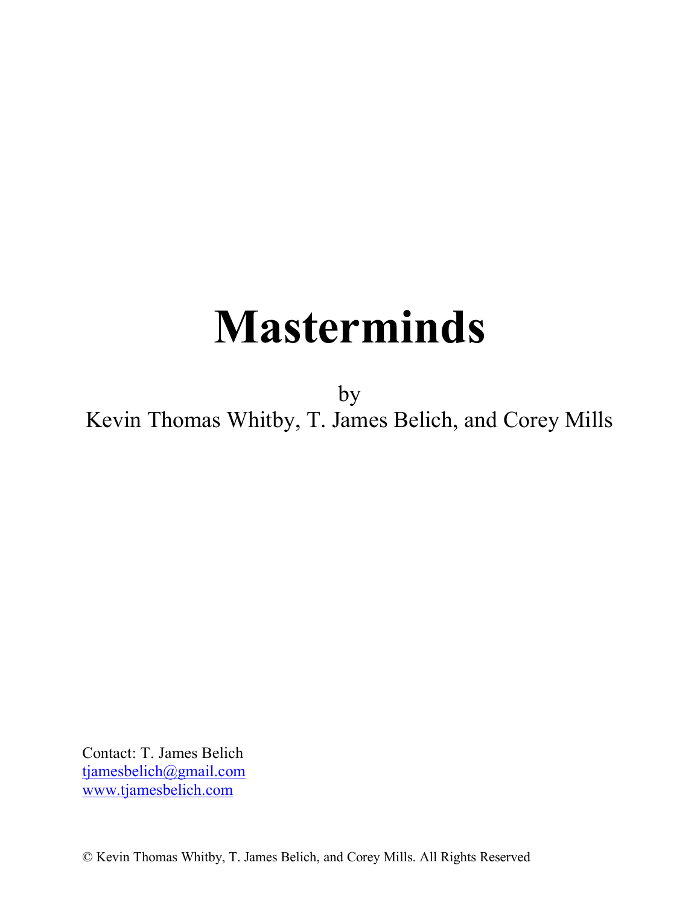# Masterminds

by

Kevin Thomas Whitby, T. James Belich, and Corey Mills

Contact: T. James Belich
tjamesbelich@gmail.com
www.tjamesbelich.com

© Kevin Thomas Whitby, T. James Belich, and Corey Mills. All Rights Reserved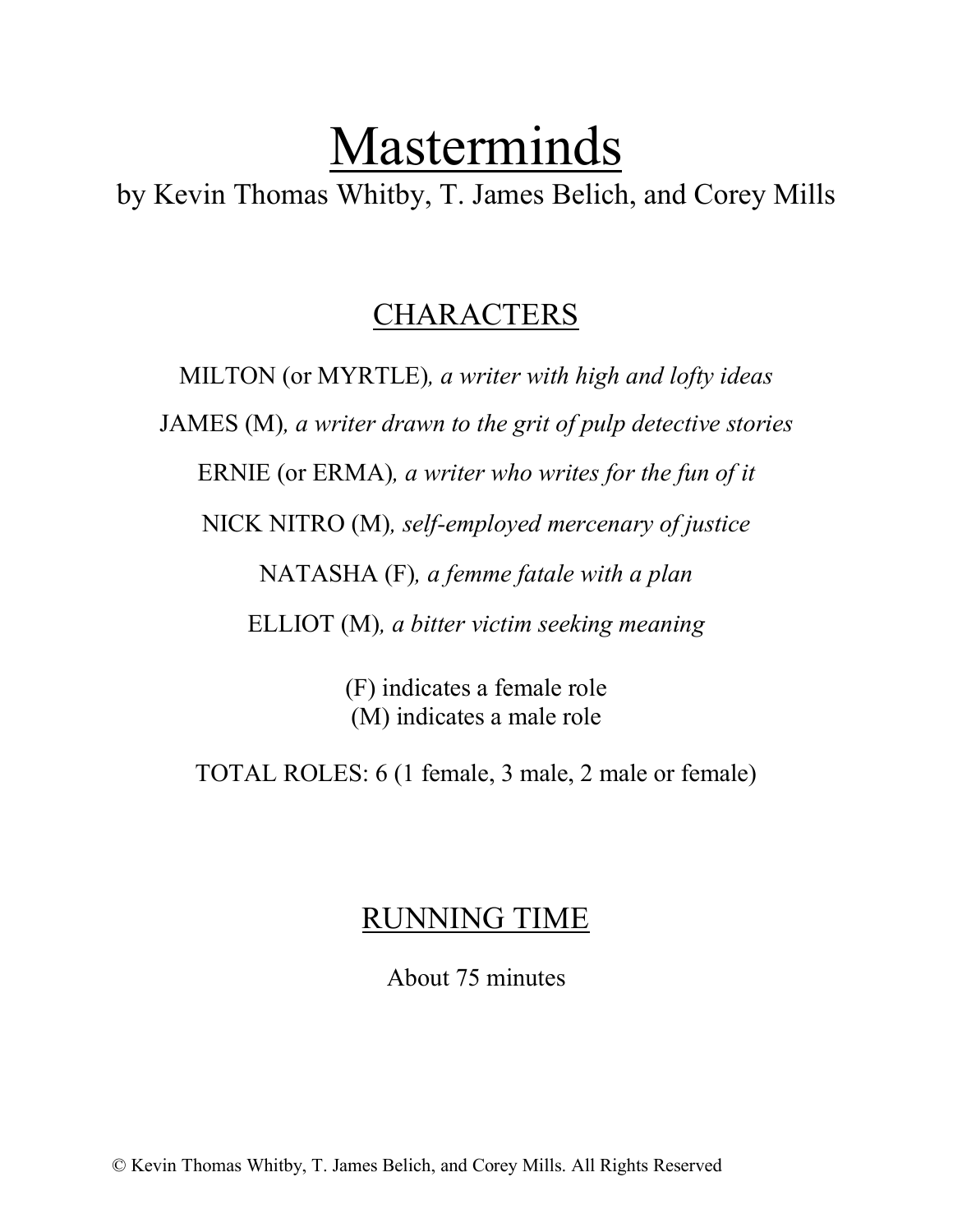# Masterminds

by Kevin Thomas Whitby, T. James Belich, and Corey Mills

## CHARACTERS

MILTON (or MYRTLE), *a writer with high and lofty ideas*

JAMES (M), *a writer drawn to the grit of pulp detective stories*

ERNIE (or ERMA), *a writer who writes for the fun of it*

NICK NITRO (M), *self-employed mercenary of justice*

NATASHA (F), *a femme fatale with a plan*

ELLIOT (M), *a bitter victim seeking meaning*

(F) indicates a female role
(M) indicates a male role

TOTAL ROLES: 6 (1 female, 3 male, 2 male or female)

## RUNNING TIME

About 75 minutes

© Kevin Thomas Whitby, T. James Belich, and Corey Mills. All Rights Reserved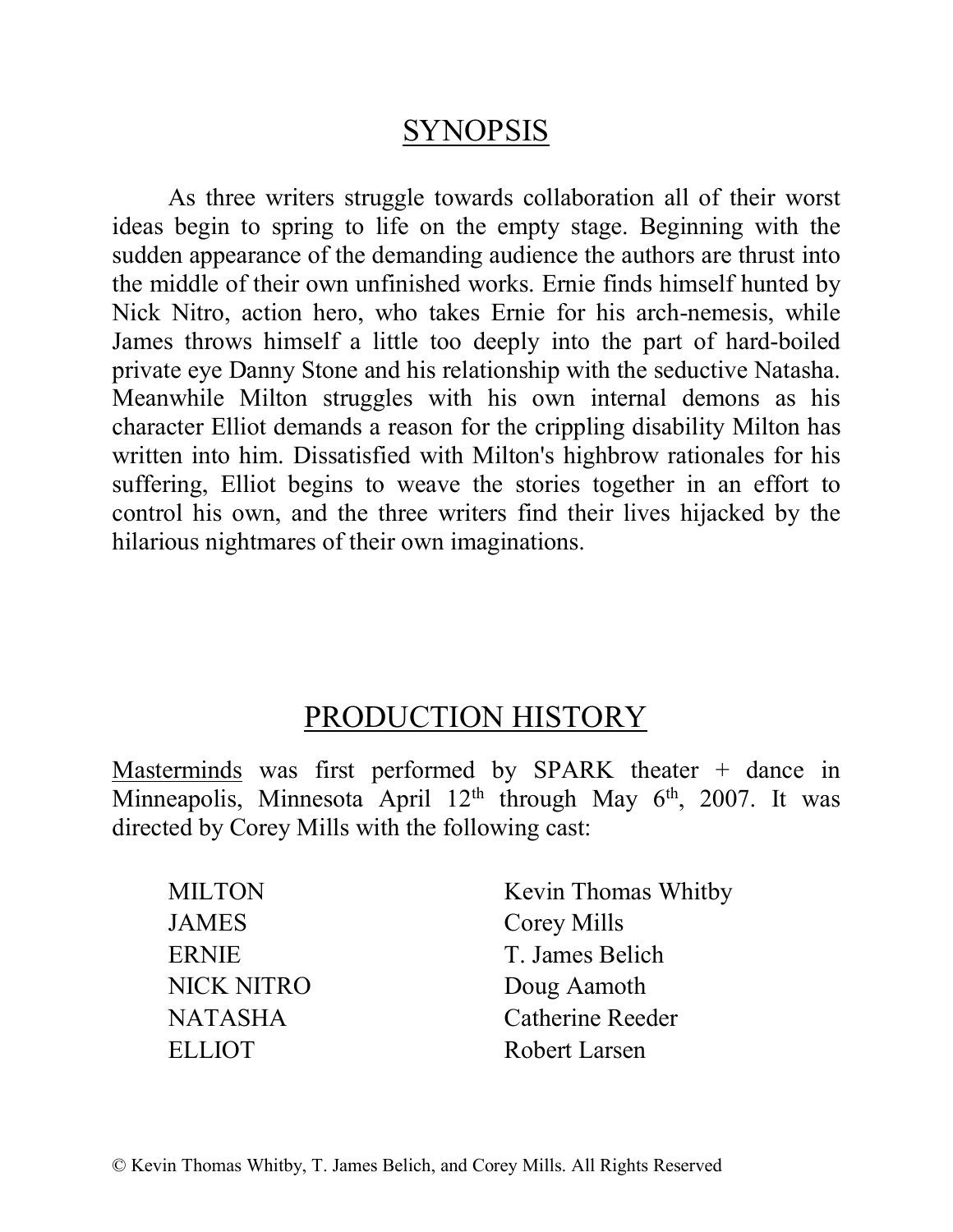# SYNOPSIS

As three writers struggle towards collaboration all of their worst ideas begin to spring to life on the empty stage. Beginning with the sudden appearance of the demanding audience the authors are thrust into the middle of their own unfinished works. Ernie finds himself hunted by Nick Nitro, action hero, who takes Ernie for his arch-nemesis, while James throws himself a little too deeply into the part of hard-boiled private eye Danny Stone and his relationship with the seductive Natasha. Meanwhile Milton struggles with his own internal demons as his character Elliot demands a reason for the crippling disability Milton has written into him. Dissatisfied with Milton's highbrow rationales for his suffering, Elliot begins to weave the stories together in an effort to control his own, and the three writers find their lives hijacked by the hilarious nightmares of their own imaginations.

# PRODUCTION HISTORY

Masterminds was first performed by SPARK theater + dance in Minneapolis, Minnesota April 12th through May 6th, 2007. It was directed by Corey Mills with the following cast:

| | |
|---|---|
| MILTON | Kevin Thomas Whitby |
| JAMES | Corey Mills |
| ERNIE | T. James Belich |
| NICK NITRO | Doug Aamoth |
| NATASHA | Catherine Reeder |
| ELLIOT | Robert Larsen |

© Kevin Thomas Whitby, T. James Belich, and Corey Mills. All Rights Reserved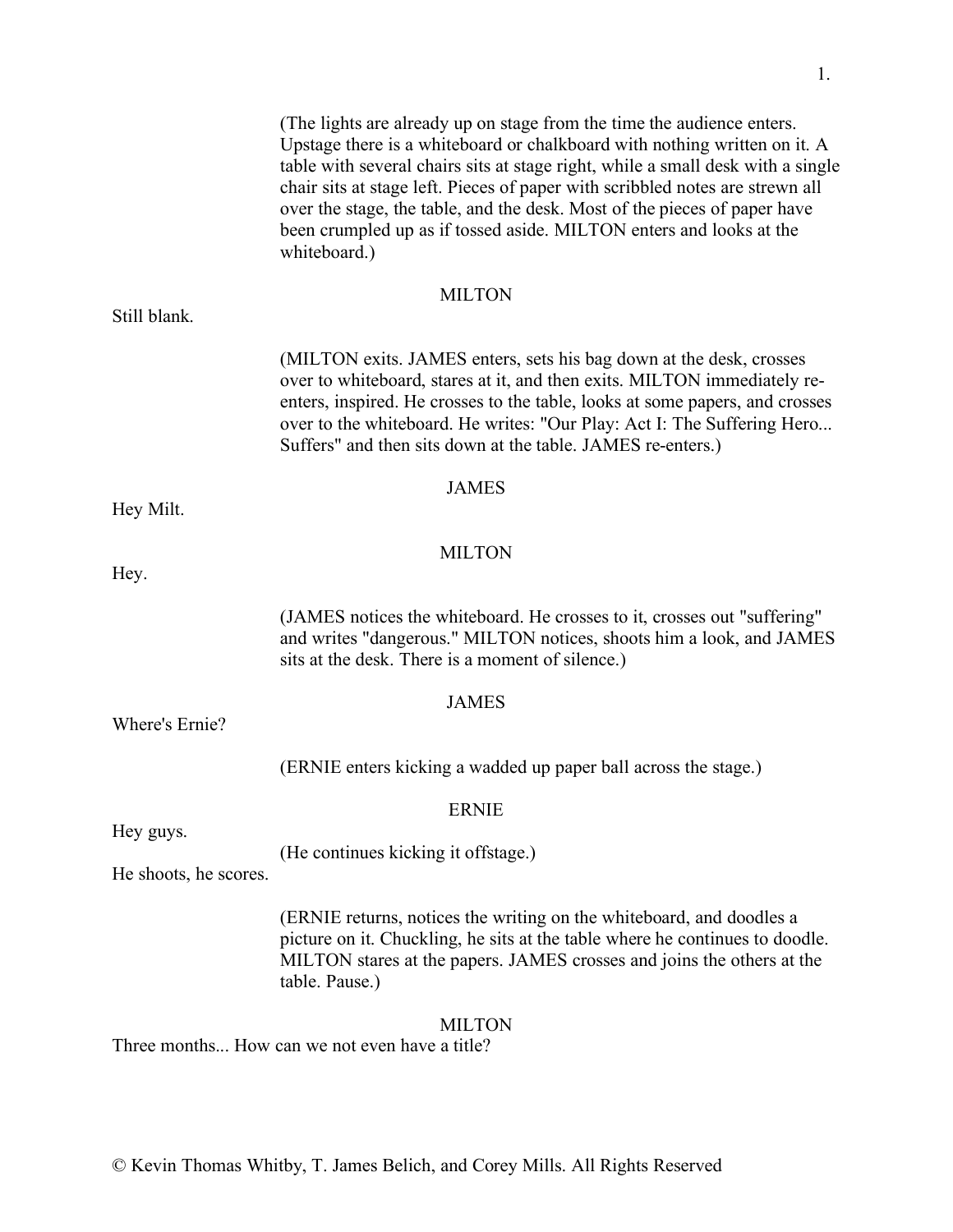(The lights are already up on stage from the time the audience enters. Upstage there is a whiteboard or chalkboard with nothing written on it. A table with several chairs sits at stage right, while a small desk with a single chair sits at stage left. Pieces of paper with scribbled notes are strewn all over the stage, the table, and the desk. Most of the pieces of paper have been crumpled up as if tossed aside. MILTON enters and looks at the whiteboard.)

MILTON

Still blank.

(MILTON exits. JAMES enters, sets his bag down at the desk, crosses over to whiteboard, stares at it, and then exits. MILTON immediately re-enters, inspired. He crosses to the table, looks at some papers, and crosses over to the whiteboard. He writes: "Our Play: Act I: The Suffering Hero... Suffers" and then sits down at the table. JAMES re-enters.)

JAMES

Hey Milt.

MILTON

Hey.

(JAMES notices the whiteboard. He crosses to it, crosses out "suffering" and writes "dangerous." MILTON notices, shoots him a look, and JAMES sits at the desk. There is a moment of silence.)

JAMES

Where's Ernie?

(ERNIE enters kicking a wadded up paper ball across the stage.)

ERNIE

Hey guys.

(He continues kicking it offstage.)

He shoots, he scores.

(ERNIE returns, notices the writing on the whiteboard, and doodles a picture on it. Chuckling, he sits at the table where he continues to doodle. MILTON stares at the papers. JAMES crosses and joins the others at the table. Pause.)

MILTON

Three months... How can we not even have a title?

© Kevin Thomas Whitby, T. James Belich, and Corey Mills. All Rights Reserved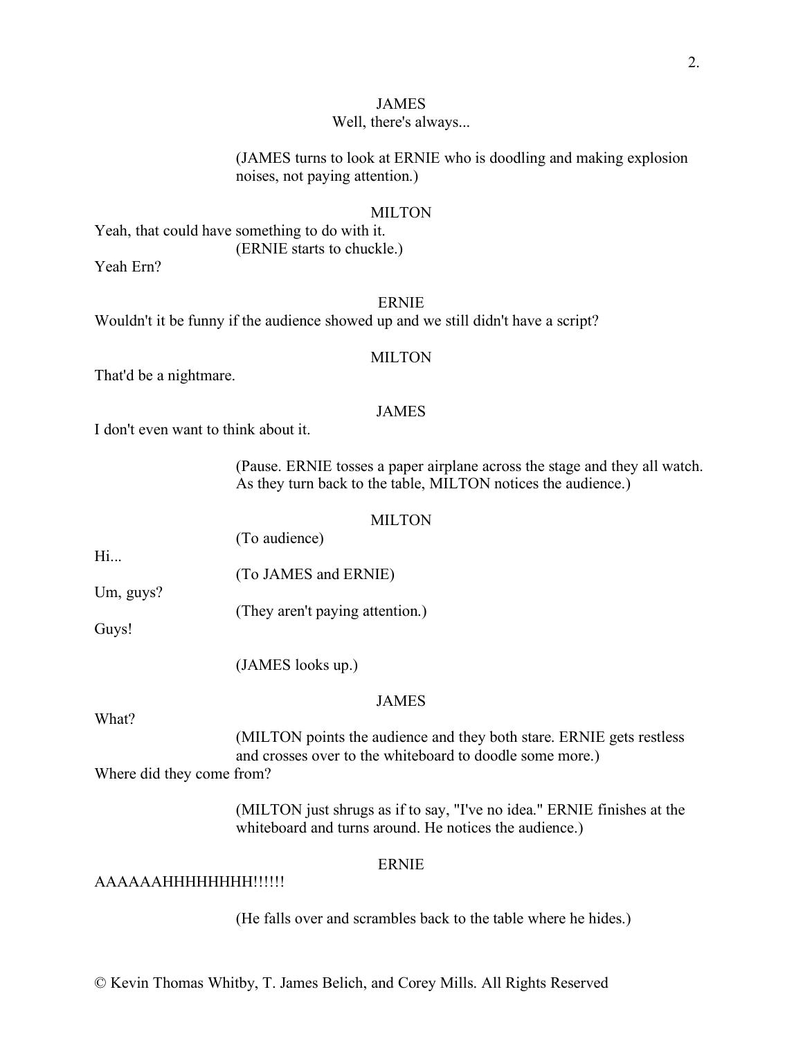JAMES

Well, there's always...

(JAMES turns to look at ERNIE who is doodling and making explosion noises, not paying attention.)

MILTON

Yeah, that could have something to do with it.

(ERNIE starts to chuckle.)

Yeah Ern?

ERNIE

Wouldn't it be funny if the audience showed up and we still didn't have a script?

MILTON

That'd be a nightmare.

JAMES

I don't even want to think about it.

(Pause. ERNIE tosses a paper airplane across the stage and they all watch. As they turn back to the table, MILTON notices the audience.)

MILTON

(To audience)

Hi...

(To JAMES and ERNIE)

Um, guys?

(They aren't paying attention.)

Guys!

(JAMES looks up.)

JAMES

What?

(MILTON points the audience and they both stare. ERNIE gets restless and crosses over to the whiteboard to doodle some more.)

Where did they come from?

(MILTON just shrugs as if to say, "I've no idea." ERNIE finishes at the whiteboard and turns around. He notices the audience.)

ERNIE

AAAAAAHHHHHHHH!!!!!!

(He falls over and scrambles back to the table where he hides.)

© Kevin Thomas Whitby, T. James Belich, and Corey Mills. All Rights Reserved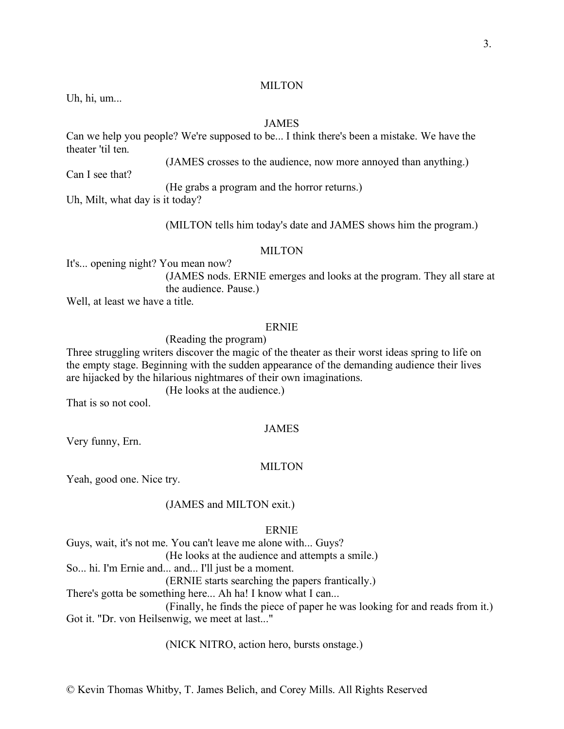MILTON

Uh, hi, um...

JAMES

Can we help you people? We're supposed to be... I think there's been a mistake. We have the theater 'til ten.

(JAMES crosses to the audience, now more annoyed than anything.)

Can I see that?

(He grabs a program and the horror returns.)

Uh, Milt, what day is it today?

(MILTON tells him today's date and JAMES shows him the program.)

MILTON

It's... opening night? You mean now?

(JAMES nods. ERNIE emerges and looks at the program. They all stare at the audience. Pause.)

Well, at least we have a title.

ERNIE

(Reading the program)

Three struggling writers discover the magic of the theater as their worst ideas spring to life on the empty stage. Beginning with the sudden appearance of the demanding audience their lives are hijacked by the hilarious nightmares of their own imaginations.

(He looks at the audience.)

That is so not cool.

JAMES

Very funny, Ern.

MILTON

Yeah, good one. Nice try.

(JAMES and MILTON exit.)

ERNIE

Guys, wait, it's not me. You can't leave me alone with... Guys?

(He looks at the audience and attempts a smile.)

So... hi. I'm Ernie and... and... I'll just be a moment.

(ERNIE starts searching the papers frantically.)

There's gotta be something here... Ah ha! I know what I can...

(Finally, he finds the piece of paper he was looking for and reads from it.)

Got it. "Dr. von Heilsenwig, we meet at last..."

(NICK NITRO, action hero, bursts onstage.)

© Kevin Thomas Whitby, T. James Belich, and Corey Mills. All Rights Reserved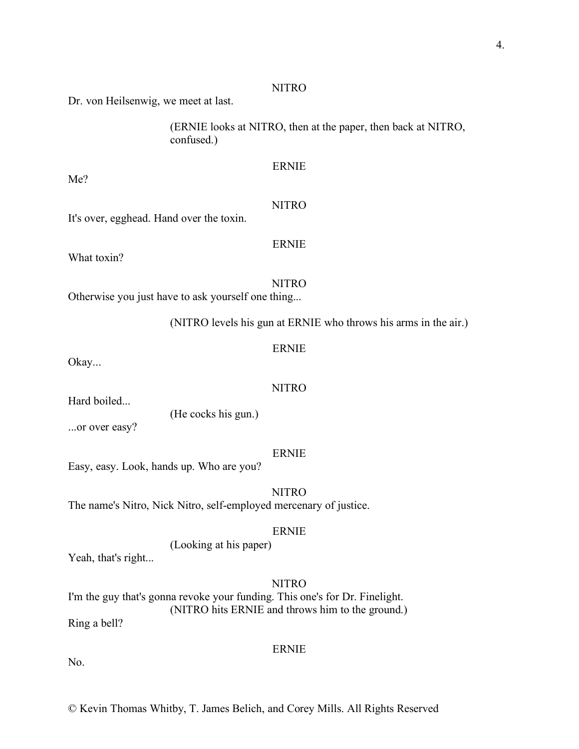NITRO

Dr. von Heilsenwig, we meet at last.

(ERNIE looks at NITRO, then at the paper, then back at NITRO, confused.)

ERNIE

Me?

NITRO

It's over, egghead. Hand over the toxin.

ERNIE

What toxin?

NITRO

Otherwise you just have to ask yourself one thing...

(NITRO levels his gun at ERNIE who throws his arms in the air.)

ERNIE

Okay...

NITRO

Hard boiled...

(He cocks his gun.)

...or over easy?

ERNIE

Easy, easy. Look, hands up. Who are you?

NITRO

The name's Nitro, Nick Nitro, self-employed mercenary of justice.

ERNIE

(Looking at his paper)

Yeah, that's right...

NITRO

I'm the guy that's gonna revoke your funding. This one's for Dr. Finelight.

(NITRO hits ERNIE and throws him to the ground.)

Ring a bell?

ERNIE

No.

© Kevin Thomas Whitby, T. James Belich, and Corey Mills. All Rights Reserved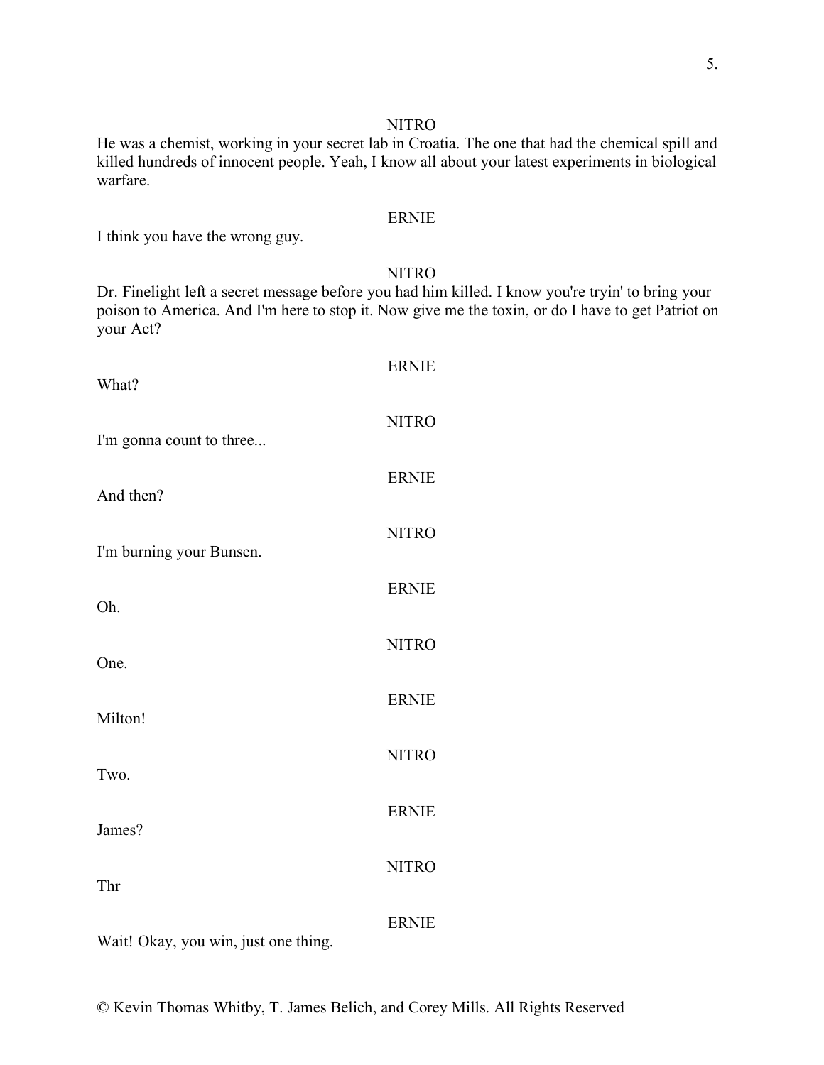NITRO

He was a chemist, working in your secret lab in Croatia. The one that had the chemical spill and killed hundreds of innocent people. Yeah, I know all about your latest experiments in biological warfare.

ERNIE

I think you have the wrong guy.

NITRO

Dr. Finelight left a secret message before you had him killed. I know you're tryin' to bring your poison to America. And I'm here to stop it. Now give me the toxin, or do I have to get Patriot on your Act?

ERNIE

What?

NITRO

I'm gonna count to three...

ERNIE

And then?

NITRO

I'm burning your Bunsen.

ERNIE

Oh.

NITRO

One.

ERNIE

Milton!

NITRO

Two.

ERNIE

James?

NITRO

Thr—

ERNIE

Wait! Okay, you win, just one thing.

© Kevin Thomas Whitby, T. James Belich, and Corey Mills. All Rights Reserved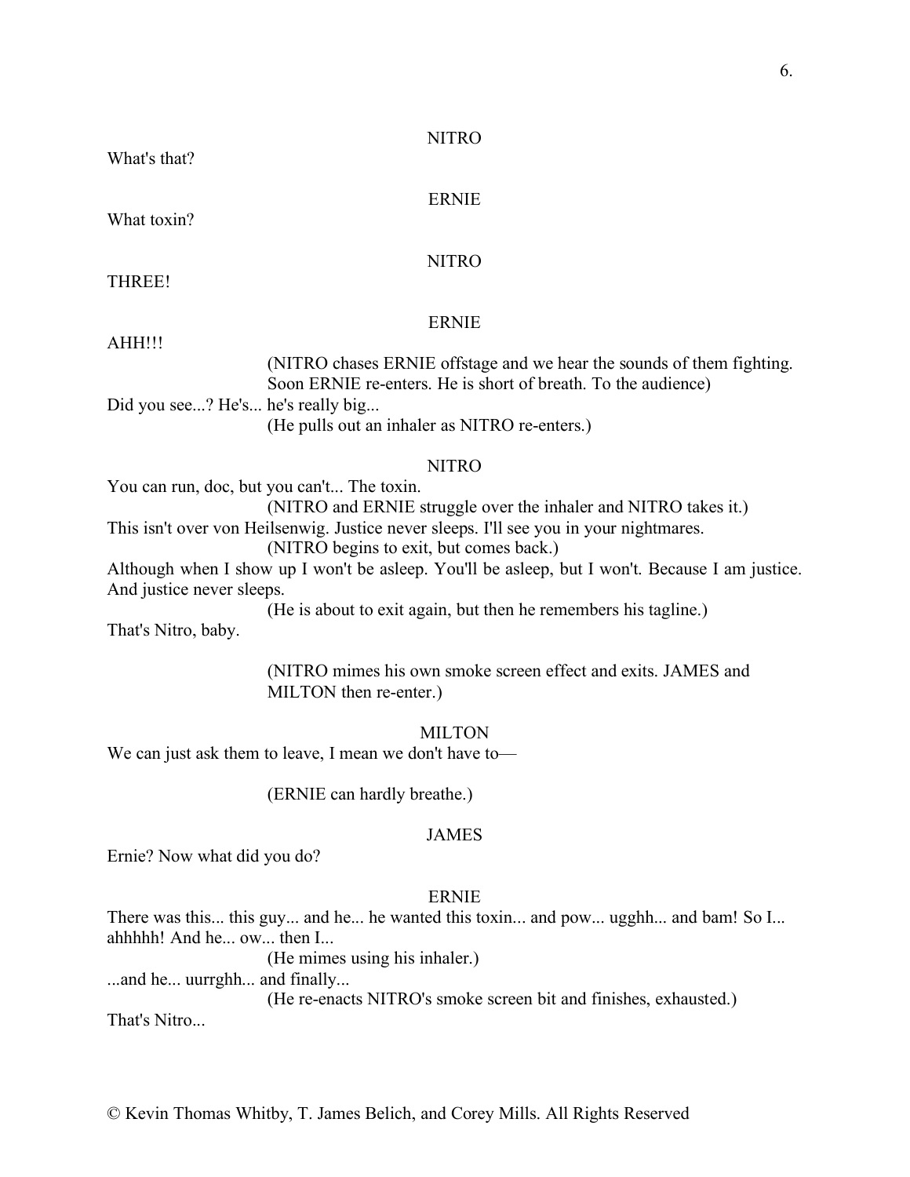NITRO

What's that?

ERNIE

What toxin?

NITRO

THREE!

ERNIE

AHH!!!

(NITRO chases ERNIE offstage and we hear the sounds of them fighting. Soon ERNIE re-enters. He is short of breath. To the audience)

Did you see...? He's... he's really big...

(He pulls out an inhaler as NITRO re-enters.)

NITRO

You can run, doc, but you can't... The toxin.

(NITRO and ERNIE struggle over the inhaler and NITRO takes it.)

This isn't over von Heilsenwig. Justice never sleeps. I'll see you in your nightmares.

(NITRO begins to exit, but comes back.)

Although when I show up I won't be asleep. You'll be asleep, but I won't. Because I am justice. And justice never sleeps.

(He is about to exit again, but then he remembers his tagline.)

That's Nitro, baby.

(NITRO mimes his own smoke screen effect and exits. JAMES and MILTON then re-enter.)

MILTON

We can just ask them to leave, I mean we don't have to—

(ERNIE can hardly breathe.)

JAMES

Ernie? Now what did you do?

ERNIE

There was this... this guy... and he... he wanted this toxin... and pow... ugghh... and bam! So I... ahhhhh! And he... ow... then I...

(He mimes using his inhaler.)

...and he... uurrghh... and finally...

(He re-enacts NITRO's smoke screen bit and finishes, exhausted.)

That's Nitro...

© Kevin Thomas Whitby, T. James Belich, and Corey Mills. All Rights Reserved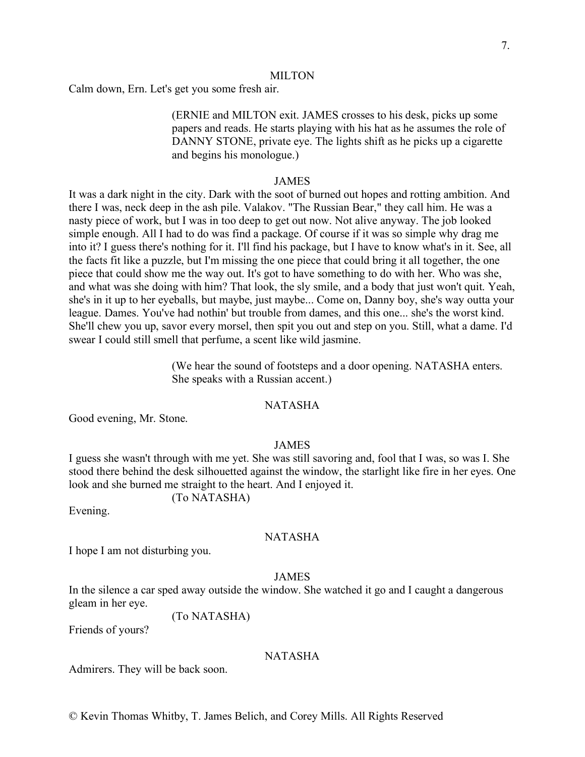MILTON

Calm down, Ern. Let's get you some fresh air.

(ERNIE and MILTON exit. JAMES crosses to his desk, picks up some papers and reads. He starts playing with his hat as he assumes the role of DANNY STONE, private eye. The lights shift as he picks up a cigarette and begins his monologue.)

JAMES

It was a dark night in the city. Dark with the soot of burned out hopes and rotting ambition. And there I was, neck deep in the ash pile. Valakov. "The Russian Bear," they call him. He was a nasty piece of work, but I was in too deep to get out now. Not alive anyway. The job looked simple enough. All I had to do was find a package. Of course if it was so simple why drag me into it? I guess there's nothing for it. I'll find his package, but I have to know what's in it. See, all the facts fit like a puzzle, but I'm missing the one piece that could bring it all together, the one piece that could show me the way out. It's got to have something to do with her. Who was she, and what was she doing with him? That look, the sly smile, and a body that just won't quit. Yeah, she's in it up to her eyeballs, but maybe, just maybe... Come on, Danny boy, she's way outta your league. Dames. You've had nothin' but trouble from dames, and this one... she's the worst kind. She'll chew you up, savor every morsel, then spit you out and step on you. Still, what a dame. I'd swear I could still smell that perfume, a scent like wild jasmine.

(We hear the sound of footsteps and a door opening. NATASHA enters. She speaks with a Russian accent.)

NATASHA

Good evening, Mr. Stone.

JAMES

I guess she wasn't through with me yet. She was still savoring and, fool that I was, so was I. She stood there behind the desk silhouetted against the window, the starlight like fire in her eyes. One look and she burned me straight to the heart. And I enjoyed it.

(To NATASHA)

Evening.

NATASHA

I hope I am not disturbing you.

JAMES

In the silence a car sped away outside the window. She watched it go and I caught a dangerous gleam in her eye.

(To NATASHA)

Friends of yours?

NATASHA

Admirers. They will be back soon.

© Kevin Thomas Whitby, T. James Belich, and Corey Mills. All Rights Reserved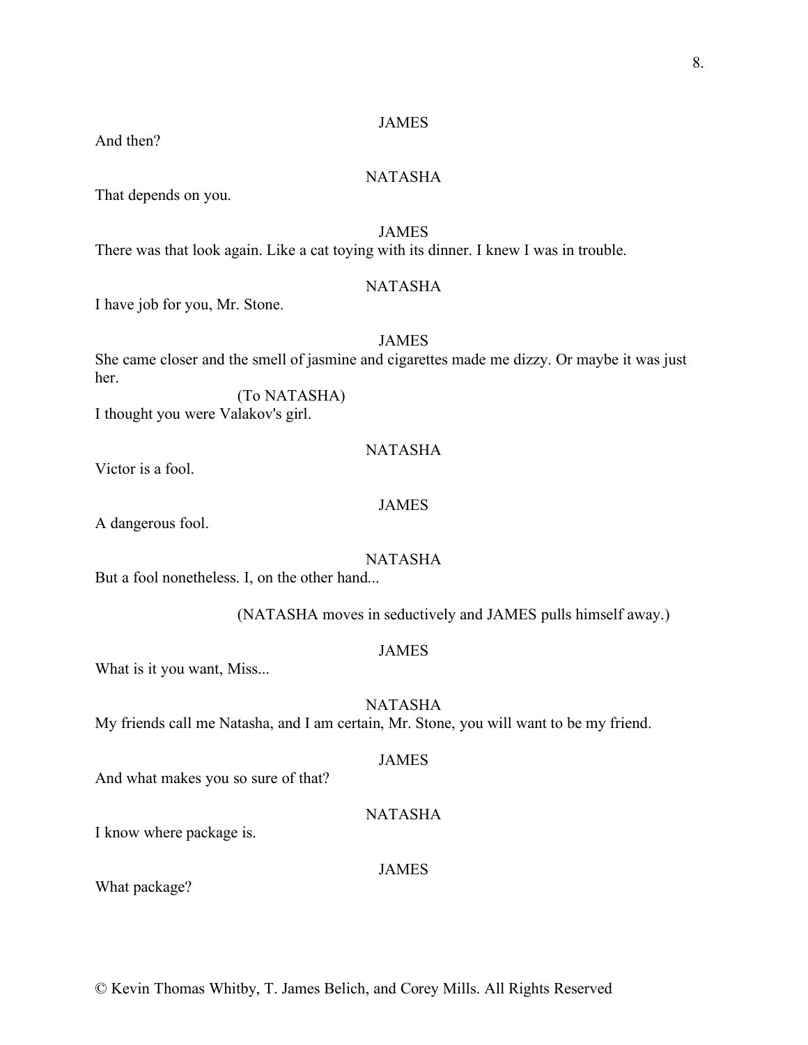JAMES

And then?

NATASHA

That depends on you.

JAMES

There was that look again. Like a cat toying with its dinner. I knew I was in trouble.

NATASHA

I have job for you, Mr. Stone.

JAMES

She came closer and the smell of jasmine and cigarettes made me dizzy. Or maybe it was just her.

(To NATASHA)

I thought you were Valakov's girl.

NATASHA

Victor is a fool.

JAMES

A dangerous fool.

NATASHA

But a fool nonetheless. I, on the other hand...

(NATASHA moves in seductively and JAMES pulls himself away.)

JAMES

What is it you want, Miss...

NATASHA

My friends call me Natasha, and I am certain, Mr. Stone, you will want to be my friend.

JAMES

And what makes you so sure of that?

NATASHA

I know where package is.

JAMES

What package?

© Kevin Thomas Whitby, T. James Belich, and Corey Mills. All Rights Reserved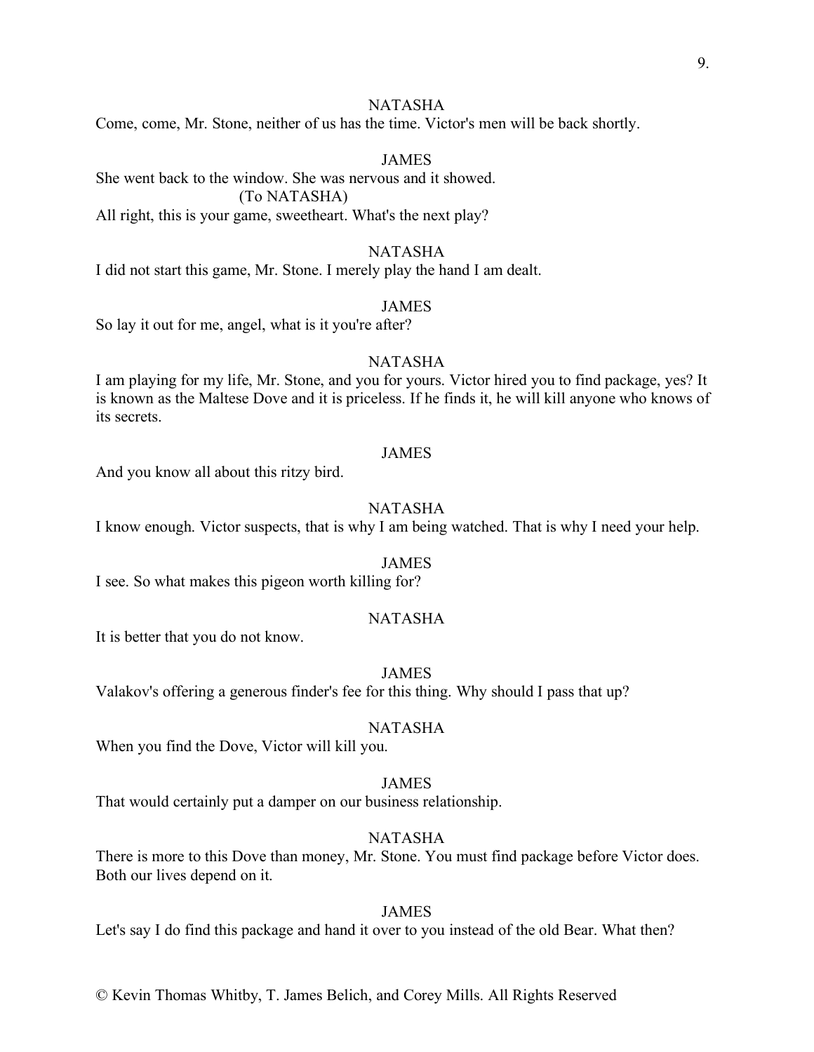NATASHA
Come, come, Mr. Stone, neither of us has the time. Victor's men will be back shortly.

JAMES
She went back to the window. She was nervous and it showed.
(To NATASHA)
All right, this is your game, sweetheart. What's the next play?

NATASHA
I did not start this game, Mr. Stone. I merely play the hand I am dealt.

JAMES
So lay it out for me, angel, what is it you're after?

NATASHA
I am playing for my life, Mr. Stone, and you for yours. Victor hired you to find package, yes? It is known as the Maltese Dove and it is priceless. If he finds it, he will kill anyone who knows of its secrets.

JAMES
And you know all about this ritzy bird.

NATASHA
I know enough. Victor suspects, that is why I am being watched. That is why I need your help.

JAMES
I see. So what makes this pigeon worth killing for?

NATASHA
It is better that you do not know.

JAMES
Valakov's offering a generous finder's fee for this thing. Why should I pass that up?

NATASHA
When you find the Dove, Victor will kill you.

JAMES
That would certainly put a damper on our business relationship.

NATASHA
There is more to this Dove than money, Mr. Stone. You must find package before Victor does. Both our lives depend on it.

JAMES
Let's say I do find this package and hand it over to you instead of the old Bear. What then?

© Kevin Thomas Whitby, T. James Belich, and Corey Mills. All Rights Reserved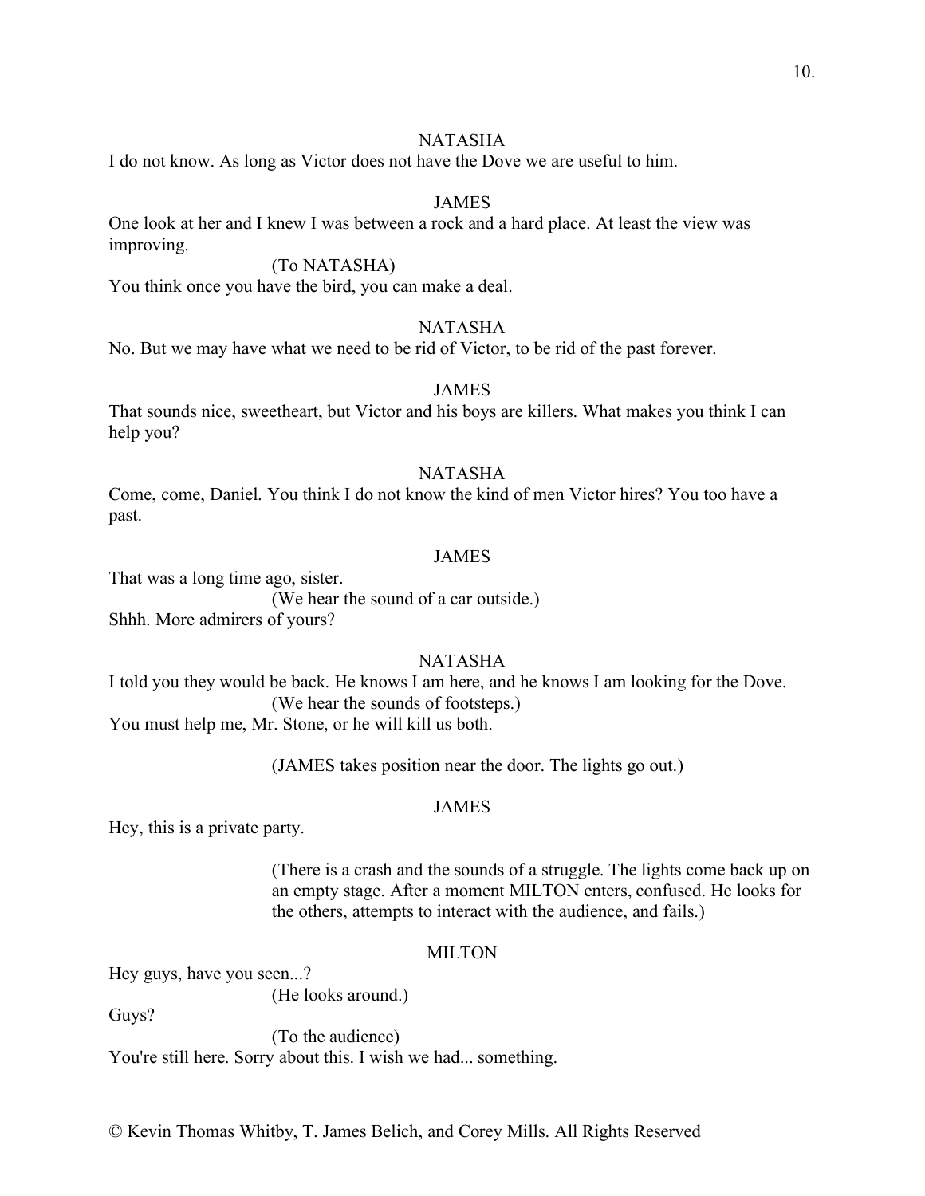NATASHA

I do not know. As long as Victor does not have the Dove we are useful to him.

JAMES

One look at her and I knew I was between a rock and a hard place. At least the view was improving.

(To NATASHA)

You think once you have the bird, you can make a deal.

NATASHA

No. But we may have what we need to be rid of Victor, to be rid of the past forever.

JAMES

That sounds nice, sweetheart, but Victor and his boys are killers. What makes you think I can help you?

NATASHA

Come, come, Daniel. You think I do not know the kind of men Victor hires? You too have a past.

JAMES

That was a long time ago, sister.

(We hear the sound of a car outside.)

Shhh. More admirers of yours?

NATASHA

I told you they would be back. He knows I am here, and he knows I am looking for the Dove.

(We hear the sounds of footsteps.)

You must help me, Mr. Stone, or he will kill us both.

(JAMES takes position near the door. The lights go out.)

JAMES

Hey, this is a private party.

(There is a crash and the sounds of a struggle. The lights come back up on an empty stage. After a moment MILTON enters, confused. He looks for the others, attempts to interact with the audience, and fails.)

MILTON

Hey guys, have you seen...?

(He looks around.)

Guys?

(To the audience)

You're still here. Sorry about this. I wish we had... something.

© Kevin Thomas Whitby, T. James Belich, and Corey Mills. All Rights Reserved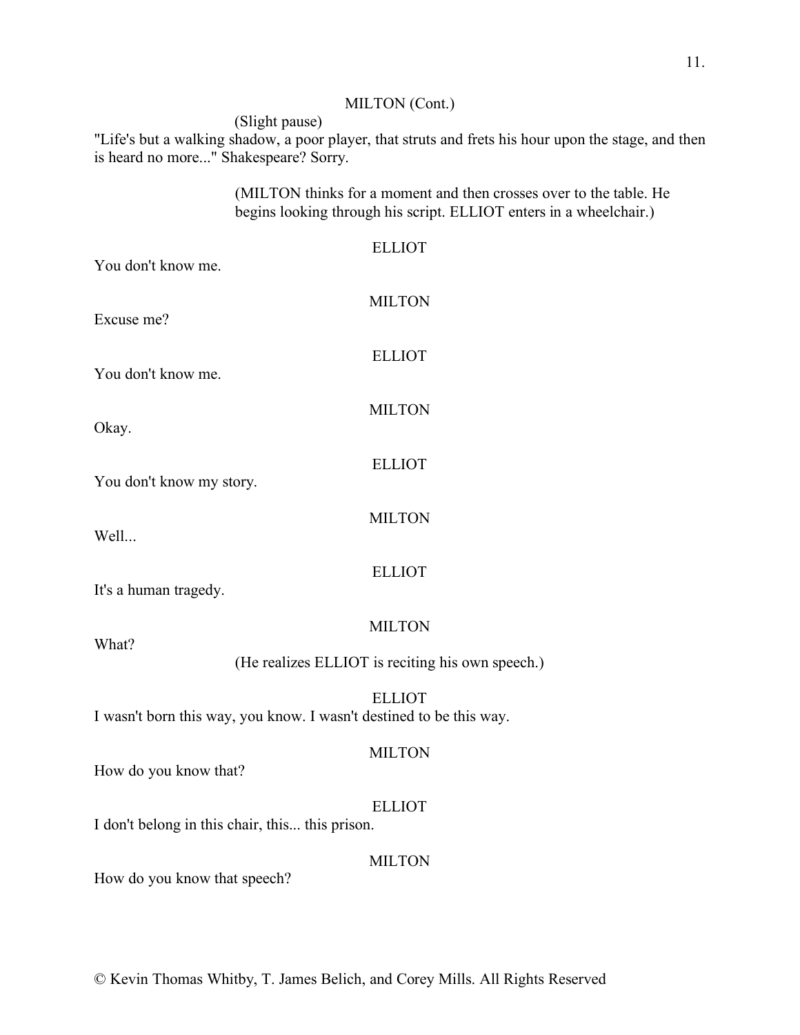MILTON (Cont.)

(Slight pause)

"Life's but a walking shadow, a poor player, that struts and frets his hour upon the stage, and then is heard no more..." Shakespeare? Sorry.

(MILTON thinks for a moment and then crosses over to the table. He begins looking through his script. ELLIOT enters in a wheelchair.)

ELLIOT

You don't know me.

MILTON

Excuse me?

ELLIOT

You don't know me.

MILTON

Okay.

ELLIOT

You don't know my story.

MILTON

Well...

ELLIOT

It's a human tragedy.

MILTON

What?

(He realizes ELLIOT is reciting his own speech.)

ELLIOT

I wasn't born this way, you know. I wasn't destined to be this way.

MILTON

How do you know that?

ELLIOT

I don't belong in this chair, this... this prison.

MILTON

How do you know that speech?

© Kevin Thomas Whitby, T. James Belich, and Corey Mills. All Rights Reserved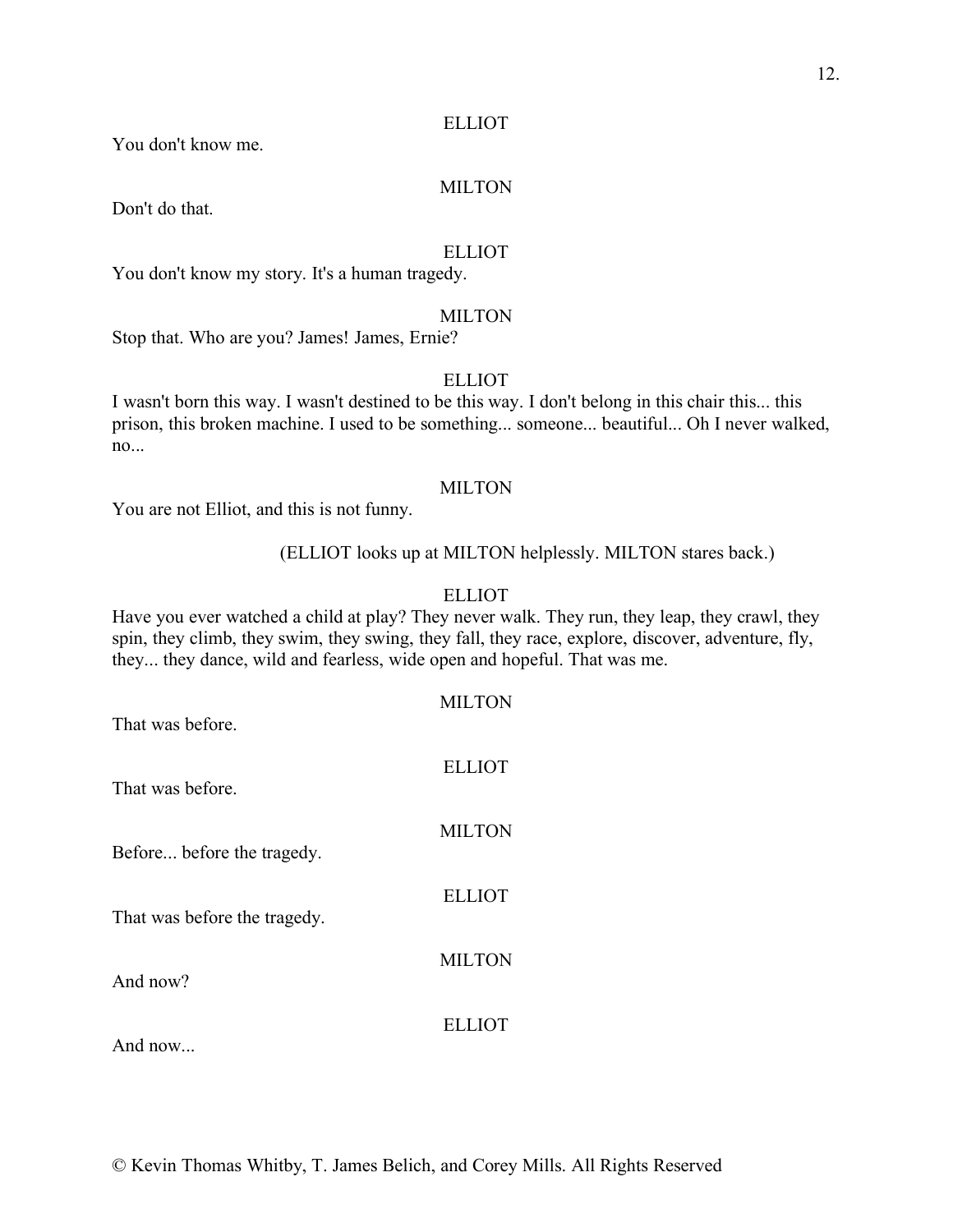ELLIOT

You don't know me.

MILTON

Don't do that.

ELLIOT

You don't know my story. It's a human tragedy.

MILTON

Stop that. Who are you? James! James, Ernie?

ELLIOT

I wasn't born this way. I wasn't destined to be this way. I don't belong in this chair this... this prison, this broken machine. I used to be something... someone... beautiful... Oh I never walked, no...

MILTON

You are not Elliot, and this is not funny.

(ELLIOT looks up at MILTON helplessly. MILTON stares back.)

ELLIOT

Have you ever watched a child at play? They never walk. They run, they leap, they crawl, they spin, they climb, they swim, they swing, they fall, they race, explore, discover, adventure, fly, they... they dance, wild and fearless, wide open and hopeful. That was me.

MILTON

That was before.

ELLIOT

That was before.

MILTON

Before... before the tragedy.

ELLIOT

That was before the tragedy.

MILTON

And now?

ELLIOT

And now...

© Kevin Thomas Whitby, T. James Belich, and Corey Mills. All Rights Reserved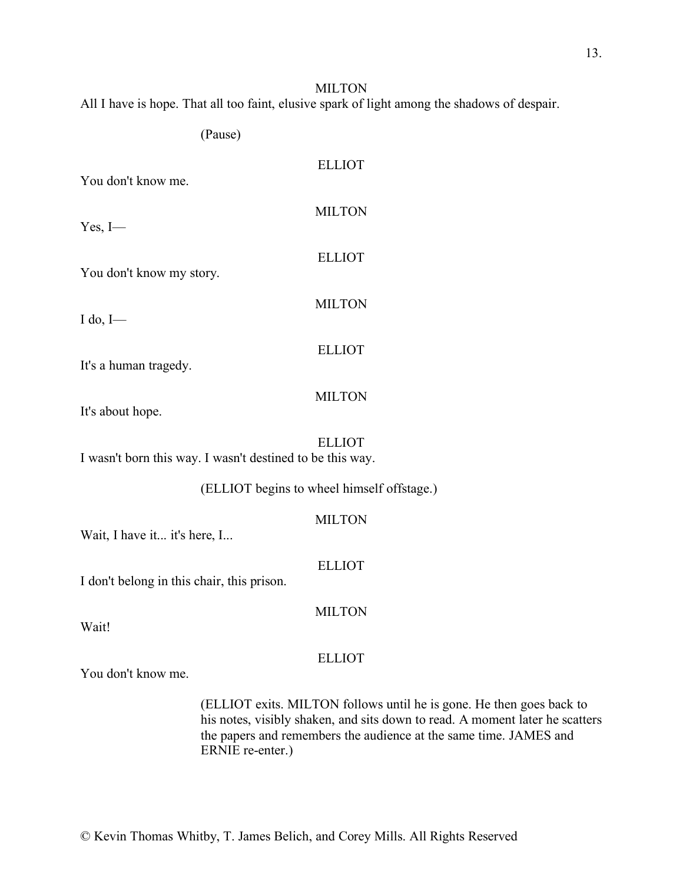MILTON

All I have is hope. That all too faint, elusive spark of light among the shadows of despair.

(Pause)

ELLIOT

You don't know me.

MILTON

Yes, I—

ELLIOT

You don't know my story.

MILTON

I do, I—

ELLIOT

It's a human tragedy.

MILTON

It's about hope.

ELLIOT

I wasn't born this way. I wasn't destined to be this way.

(ELLIOT begins to wheel himself offstage.)

MILTON

Wait, I have it... it's here, I...

ELLIOT

I don't belong in this chair, this prison.

MILTON

Wait!

ELLIOT

You don't know me.

(ELLIOT exits. MILTON follows until he is gone. He then goes back to his notes, visibly shaken, and sits down to read. A moment later he scatters the papers and remembers the audience at the same time. JAMES and ERNIE re-enter.)

© Kevin Thomas Whitby, T. James Belich, and Corey Mills. All Rights Reserved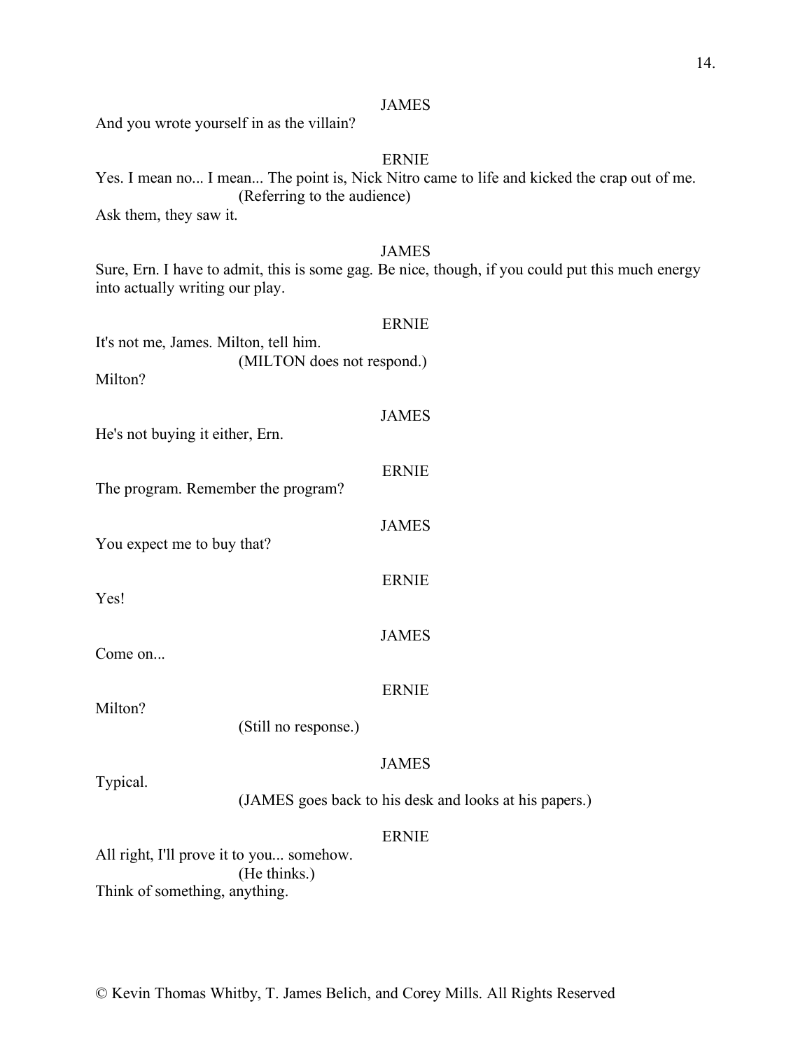JAMES

And you wrote yourself in as the villain?

ERNIE

Yes. I mean no... I mean... The point is, Nick Nitro came to life and kicked the crap out of me.

(Referring to the audience)

Ask them, they saw it.

JAMES

Sure, Ern. I have to admit, this is some gag. Be nice, though, if you could put this much energy into actually writing our play.

ERNIE

It's not me, James. Milton, tell him.

(MILTON does not respond.)

Milton?

JAMES

He's not buying it either, Ern.

ERNIE

The program. Remember the program?

JAMES

You expect me to buy that?

ERNIE

Yes!

JAMES

Come on...

ERNIE

Milton?

(Still no response.)

JAMES

Typical.

(JAMES goes back to his desk and looks at his papers.)

ERNIE

All right, I'll prove it to you... somehow.

(He thinks.)

Think of something, anything.

© Kevin Thomas Whitby, T. James Belich, and Corey Mills. All Rights Reserved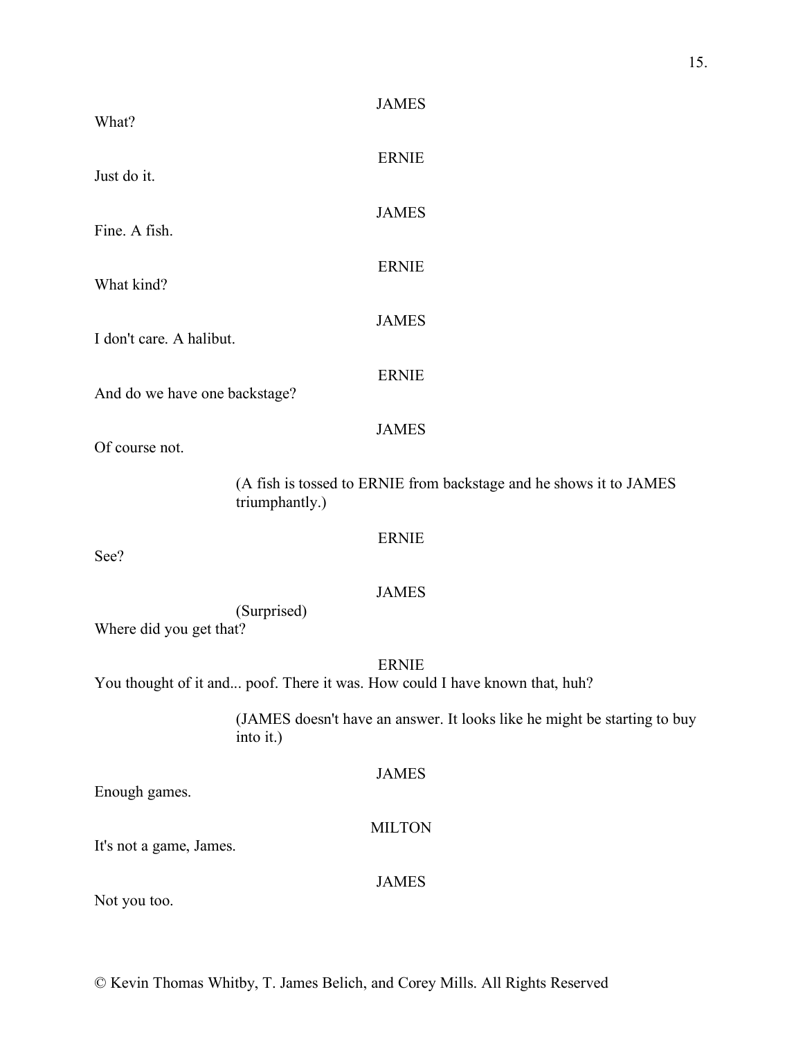JAMES

What?

ERNIE

Just do it.

JAMES

Fine. A fish.

ERNIE

What kind?

JAMES

I don't care. A halibut.

ERNIE

And do we have one backstage?

JAMES

Of course not.

(A fish is tossed to ERNIE from backstage and he shows it to JAMES triumphantly.)

ERNIE

See?

JAMES

(Surprised)

Where did you get that?

ERNIE

You thought of it and... poof. There it was. How could I have known that, huh?

(JAMES doesn't have an answer. It looks like he might be starting to buy into it.)

JAMES

Enough games.

MILTON

It's not a game, James.

JAMES

Not you too.

© Kevin Thomas Whitby, T. James Belich, and Corey Mills. All Rights Reserved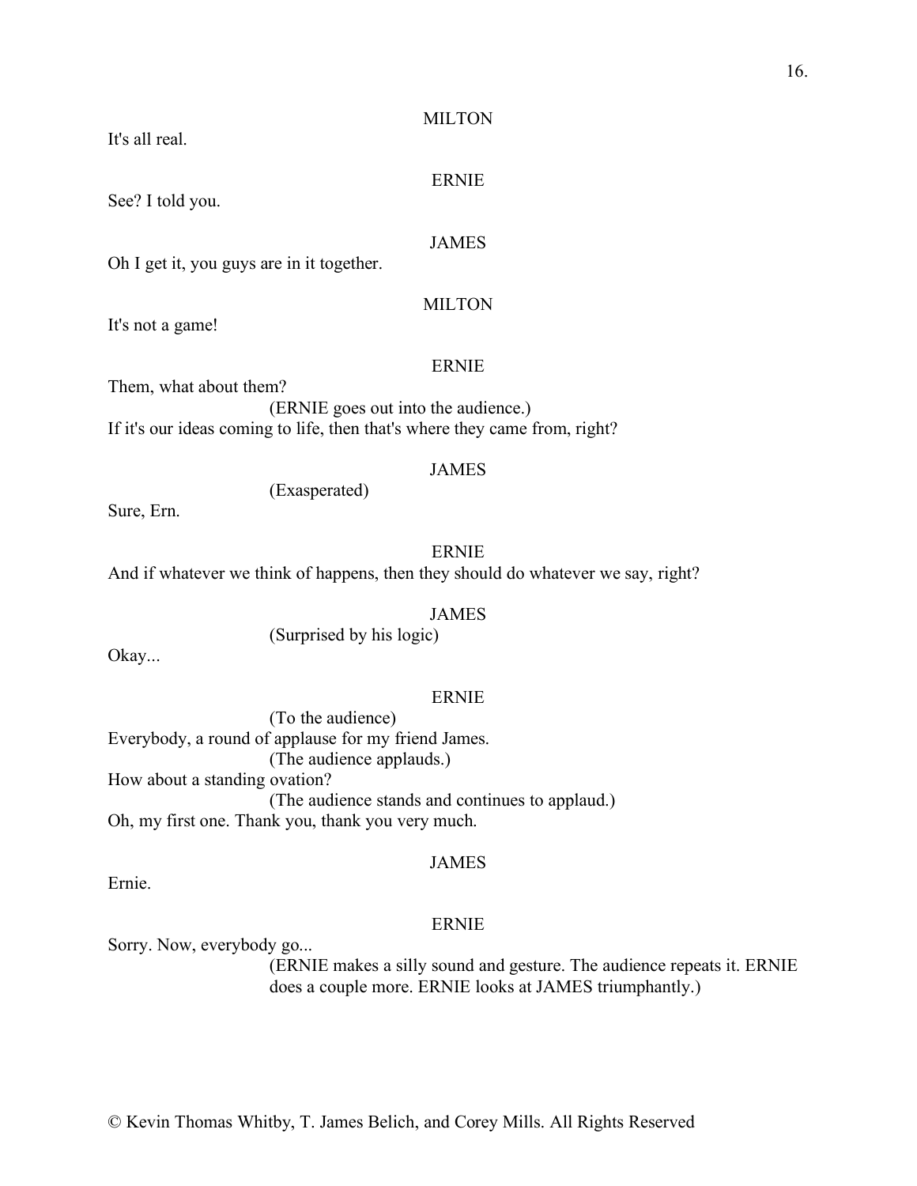MILTON

It's all real.

ERNIE

See? I told you.

JAMES

Oh I get it, you guys are in it together.

MILTON

It's not a game!

ERNIE

Them, what about them?

(ERNIE goes out into the audience.)

If it's our ideas coming to life, then that's where they came from, right?

JAMES

(Exasperated)

Sure, Ern.

ERNIE

And if whatever we think of happens, then they should do whatever we say, right?

JAMES

(Surprised by his logic)

Okay...

ERNIE

(To the audience)

Everybody, a round of applause for my friend James.

(The audience applauds.)

How about a standing ovation?

(The audience stands and continues to applaud.)

Oh, my first one. Thank you, thank you very much.

JAMES

Ernie.

ERNIE

Sorry. Now, everybody go...

(ERNIE makes a silly sound and gesture. The audience repeats it. ERNIE does a couple more. ERNIE looks at JAMES triumphantly.)

© Kevin Thomas Whitby, T. James Belich, and Corey Mills. All Rights Reserved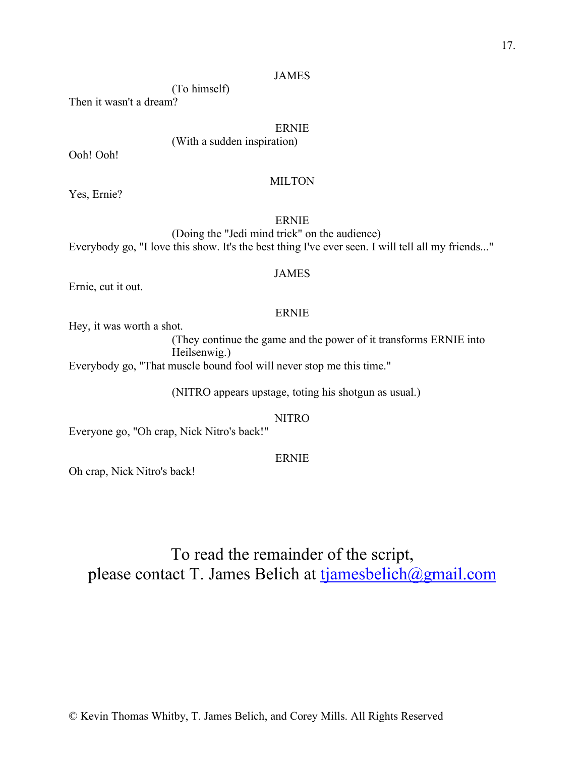JAMES

(To himself)

Then it wasn't a dream?

ERNIE

(With a sudden inspiration)

Ooh! Ooh!

MILTON

Yes, Ernie?

ERNIE

(Doing the "Jedi mind trick" on the audience)

Everybody go, "I love this show. It's the best thing I've ever seen. I will tell all my friends..."

JAMES

Ernie, cut it out.

ERNIE

Hey, it was worth a shot.

(They continue the game and the power of it transforms ERNIE into Heilsenwig.)

Everybody go, "That muscle bound fool will never stop me this time."

(NITRO appears upstage, toting his shotgun as usual.)

NITRO

Everyone go, "Oh crap, Nick Nitro's back!"

ERNIE

Oh crap, Nick Nitro's back!

To read the remainder of the script, please contact T. James Belich at tjamesbelich@gmail.com

© Kevin Thomas Whitby, T. James Belich, and Corey Mills. All Rights Reserved